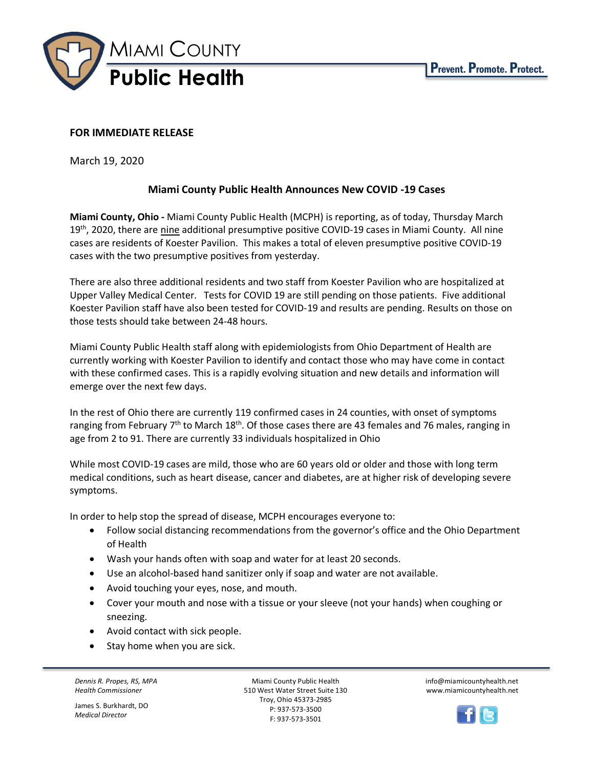MIAMI COUNTY
**Public Health**

**Prevent. Promote. Protect.**

**FOR IMMEDIATE RELEASE**

March 19, 2020

## Miami County Public Health Announces New COVID -19 Cases

**Miami County, Ohio -** Miami County Public Health (MCPH) is reporting, as of today, Thursday March 19th, 2020, there are nine additional presumptive positive COVID-19 cases in Miami County. All nine cases are residents of Koester Pavilion. This makes a total of eleven presumptive positive COVID-19 cases with the two presumptive positives from yesterday.

There are also three additional residents and two staff from Koester Pavilion who are hospitalized at Upper Valley Medical Center. Tests for COVID 19 are still pending on those patients. Five additional Koester Pavilion staff have also been tested for COVID-19 and results are pending. Results on those on those tests should take between 24-48 hours.

Miami County Public Health staff along with epidemiologists from Ohio Department of Health are currently working with Koester Pavilion to identify and contact those who may have come in contact with these confirmed cases. This is a rapidly evolving situation and new details and information will emerge over the next few days.

In the rest of Ohio there are currently 119 confirmed cases in 24 counties, with onset of symptoms ranging from February 7th to March 18th. Of those cases there are 43 females and 76 males, ranging in age from 2 to 91. There are currently 33 individuals hospitalized in Ohio

While most COVID-19 cases are mild, those who are 60 years old or older and those with long term medical conditions, such as heart disease, cancer and diabetes, are at higher risk of developing severe symptoms.

In order to help stop the spread of disease, MCPH encourages everyone to:

- Follow social distancing recommendations from the governor's office and the Ohio Department of Health
- Wash your hands often with soap and water for at least 20 seconds.
- Use an alcohol-based hand sanitizer only if soap and water are not available.
- Avoid touching your eyes, nose, and mouth.
- Cover your mouth and nose with a tissue or your sleeve (not your hands) when coughing or sneezing.
- Avoid contact with sick people.
- Stay home when you are sick.

*Dennis R. Propes, RS, MPA*
*Health Commissioner*

James S. Burkhardt, DO
*Medical Director*

Miami County Public Health
510 West Water Street Suite 130
Troy, Ohio 45373-2985
P: 937-573-3500
F: 937-573-3501

info@miamicountyhealth.net
www.miamicountyhealth.net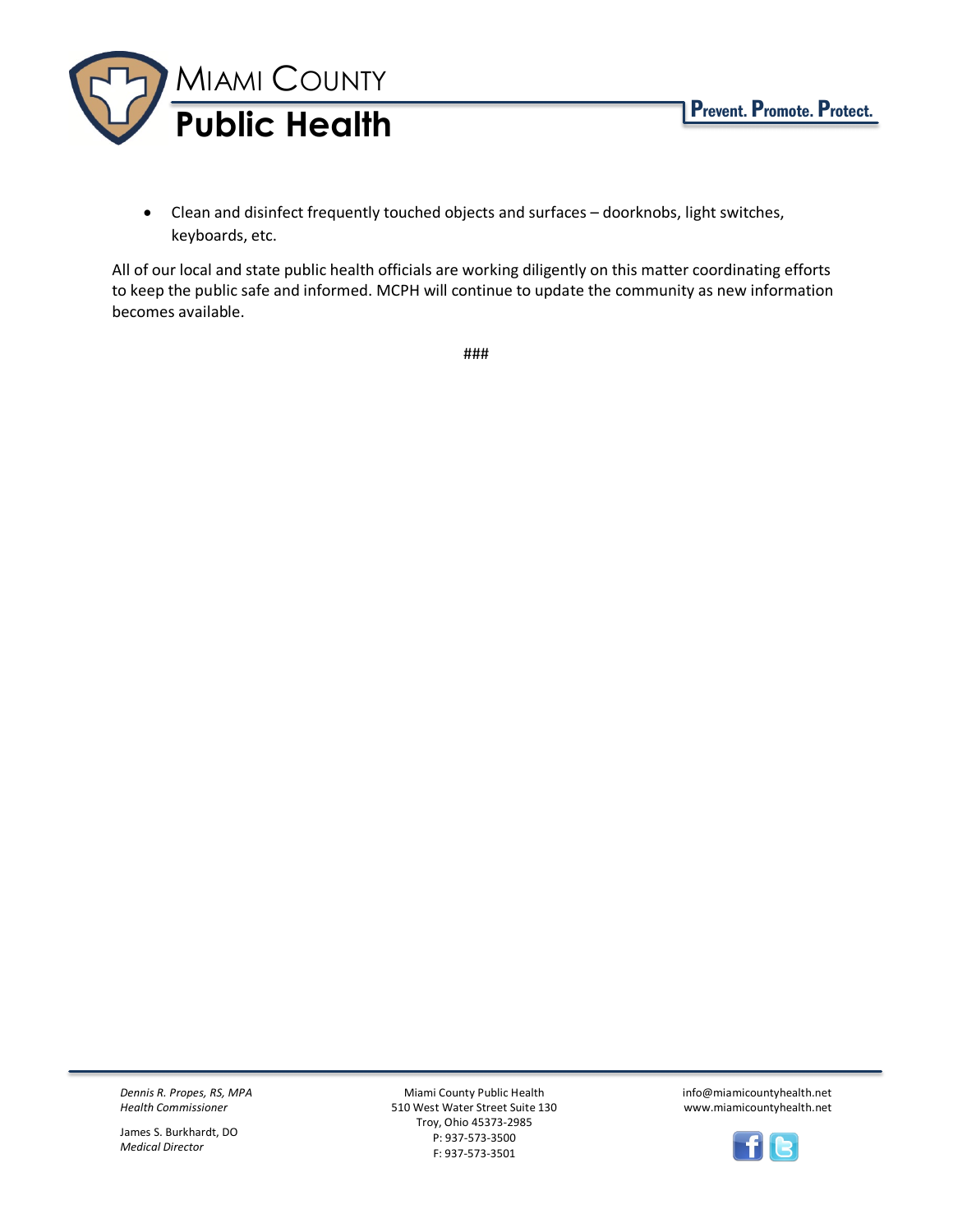- Clean and disinfect frequently touched objects and surfaces – doorknobs, light switches, keyboards, etc.

All of our local and state public health officials are working diligently on this matter coordinating efforts to keep the public safe and informed. MCPH will continue to update the community as new information becomes available.

###